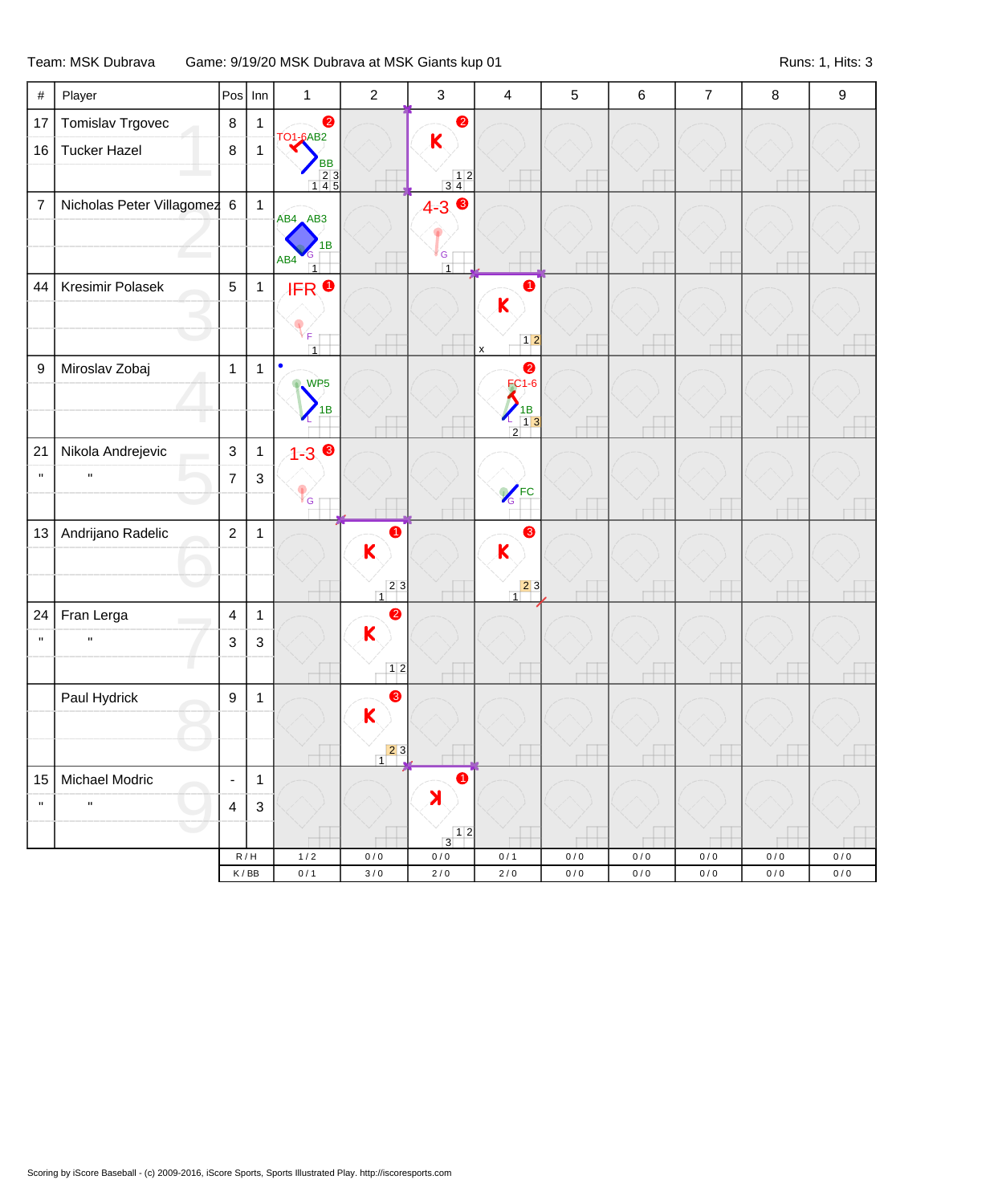Team: MSK Dubrava Game: 9/19/20 MSK Dubrava at MSK Giants kup 01 Runs: 1, Hits: 3

| # | Player | Pos | Inn | 1 | 2 | 3 | 4 | 5 | 6 | 7 | 8 | 9 |
|---|---|---|---|---|---|---|---|---|---|---|---|---|
| 17 | Tomislav Trgovec | 8 | 1 | TO1-6 AB2 BB (2) | | K (2) | | | | | | |
| 16 | Tucker Hazel | 8 | 1 | | | | | | | | | |
| 7 | Nicholas Peter Villagomez | 6 | 1 | AB4 AB3 1B AB4 G | | 4-3 (3) G | | | | | | |
| 44 | Kresimir Polasek | 5 | 1 | IFR (1) F | | | K (1) | | | | | |
| 9 | Miroslav Zobaj | 1 | 1 | WP5 1B L | | | FC1-6 1B L (2) | | | | | |
| 21 | Nikola Andrejevic | 3 | 1 | 1-3 (3) G | | | FC G | | | | | |
| " | " | 7 | 3 | | | | | | | | | |
| 13 | Andrijano Radelic | 2 | 1 | | K (1) | | K (3) | | | | | |
| 24 | Fran Lerga | 4 | 1 | | K (2) | | | | | | | |
| " | " | 3 | 3 | | | | | | | | | |
| | Paul Hydrick | 9 | 1 | | K (3) | | | | | | | |
| 15 | Michael Modric | - | 1 | | | ꓘ (1) | | | | | | |
| " | " | 4 | 3 | | | | | | | | | |
| | | R / H | | 1 / 2 | 0 / 0 | 0 / 0 | 0 / 1 | 0 / 0 | 0 / 0 | 0 / 0 | 0 / 0 | 0 / 0 |
| | | K / BB | | 0 / 1 | 3 / 0 | 2 / 0 | 2 / 0 | 0 / 0 | 0 / 0 | 0 / 0 | 0 / 0 | 0 / 0 |

Scoring by iScore Baseball - (c) 2009-2016, iScore Sports, Sports Illustrated Play. http://iscoresports.com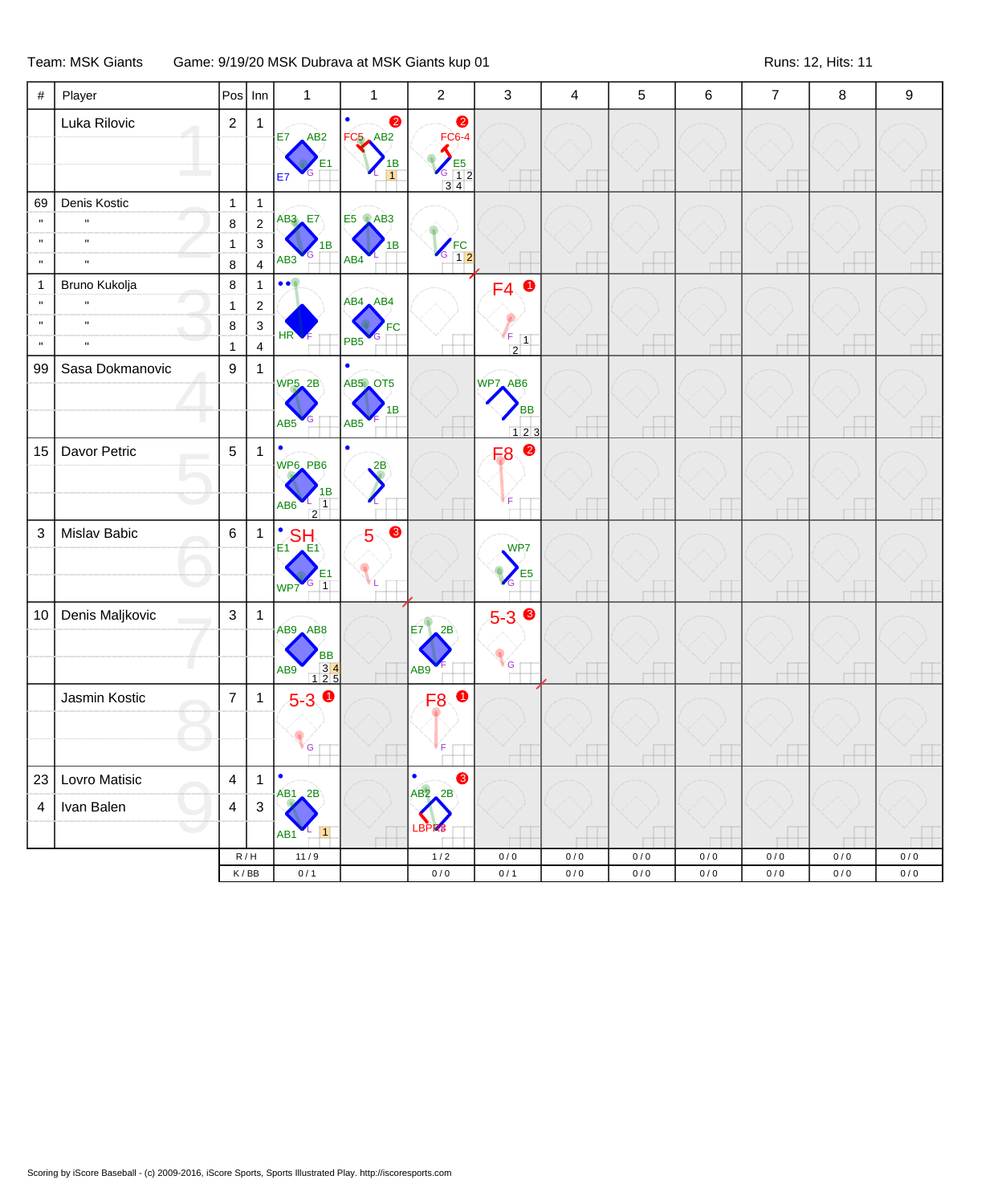Team: MSK Giants    Game: 9/19/20 MSK Dubrava at MSK Giants kup 01    Runs: 12, Hits: 11

| # | Player | Pos | Inn | 1 | 1 | 2 | 3 | 4 | 5 | 6 | 7 | 8 | 9 |
|---|---|---|---|---|---|---|---|---|---|---|---|---|---|
| | Luka Rilovic | 2 | 1 | E7 AB2 E1 E7 | FC5 AB2 1B 2 | FC6-4 E5 2 | | | | | | | |
| 69 | Denis Kostic | 1 | 1 | AB3 E7 1B AB3 | E5 AB3 1B AB4 | FC | | | | | | | |
| " | " | 8 | 2 | | | | | | | | | | |
| " | " | 1 | 3 | | | | | | | | | | |
| " | " | 8 | 4 | | | | | | | | | | |
| 1 | Bruno Kukolja | 8 | 1 | HR | AB4 AB4 FC PB5 | | F4 1 | | | | | | |
| " | " | 1 | 2 | | | | | | | | | | |
| " | " | 8 | 3 | | | | | | | | | | |
| " | " | 1 | 4 | | | | | | | | | | |
| 99 | Sasa Dokmanovic | 9 | 1 | WP5 2B AB5 | AB5 OT5 1B AB5 | | WP7 AB6 BB | | | | | | |
| 15 | Davor Petric | 5 | 1 | WP6 PB6 1B AB6 | 2B | | F8 2 | | | | | | |
| 3 | Mislav Babic | 6 | 1 | SH E1 E1 E1 WP7 | 5 3 | | WP7 E5 | | | | | | |
| 10 | Denis Maljkovic | 3 | 1 | AB9 AB8 BB AB9 | | E7 2B AB9 | 5-3 3 | | | | | | |
| | Jasmin Kostic | 7 | 1 | 5-3 1 | | F8 1 | | | | | | | |
| 23 | Lovro Matisic | 4 | 1 | AB1 2B AB1 | | AB2 2B LBPB3 3 | | | | | | | |
| 4 | Ivan Balen | 4 | 3 | | | | | | | | | | |
| | | R / H | | 11 / 9 | | 1 / 2 | 0 / 0 | 0 / 0 | 0 / 0 | 0 / 0 | 0 / 0 | 0 / 0 | 0 / 0 |
| | | K / BB | | 0 / 1 | | 0 / 0 | 0 / 1 | 0 / 0 | 0 / 0 | 0 / 0 | 0 / 0 | 0 / 0 | 0 / 0 |

Scoring by iScore Baseball - (c) 2009-2016, iScore Sports, Sports Illustrated Play. http://iscoresports.com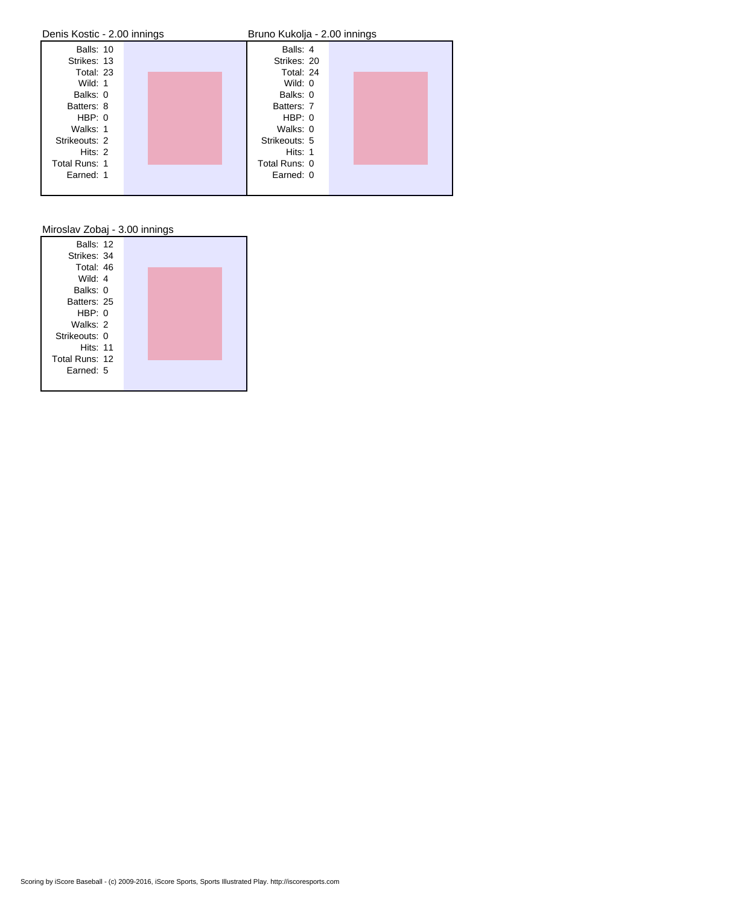## Denis Kostic - 2.00 innings

Balls: 10
Strikes: 13
Total: 23
Wild: 1
Balks: 0
Batters: 8
HBP: 0
Walks: 1
Strikeouts: 2
Hits: 2
Total Runs: 1
Earned: 1

## Bruno Kukolja - 2.00 innings

Balls: 4
Strikes: 20
Total: 24
Wild: 0
Balks: 0
Batters: 7
HBP: 0
Walks: 0
Strikeouts: 5
Hits: 1
Total Runs: 0
Earned: 0

## Miroslav Zobaj - 3.00 innings

Balls: 12
Strikes: 34
Total: 46
Wild: 4
Balks: 0
Batters: 25
HBP: 0
Walks: 2
Strikeouts: 0
Hits: 11
Total Runs: 12
Earned: 5